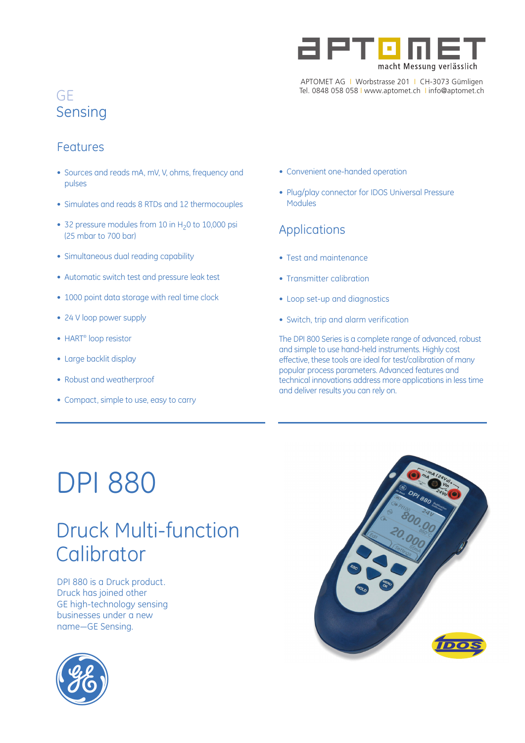APTOMET

macht Messung verlässlich

APTOMET AG | Worbstrasse 201 | CH-3073 Gümligen
Tel. 0848 058 058 | www.aptomet.ch | info@aptomet.ch

GE
Sensing

## Features

- Sources and reads mA, mV, V, ohms, frequency and pulses
- Simulates and reads 8 RTDs and 12 thermocouples
- 32 pressure modules from 10 in $H_2O$ to 10,000 psi (25 mbar to 700 bar)
- Simultaneous dual reading capability
- Automatic switch test and pressure leak test
- 1000 point data storage with real time clock
- 24 V loop power supply
- HART® loop resistor
- Large backlit display
- Robust and weatherproof
- Compact, simple to use, easy to carry
- Convenient one-handed operation
- Plug/play connector for IDOS Universal Pressure Modules

## Applications

- Test and maintenance
- Transmitter calibration
- Loop set-up and diagnostics
- Switch, trip and alarm verification

The DPI 800 Series is a complete range of advanced, robust and simple to use hand-held instruments. Highly cost effective, these tools are ideal for test/calibration of many popular process parameters. Advanced features and technical innovations address more applications in less time and deliver results you can rely on.

# DPI 880

## Druck Multi-function Calibrator

DPI 880 is a Druck product. Druck has joined other GE high-technology sensing businesses under a new name—GE Sensing.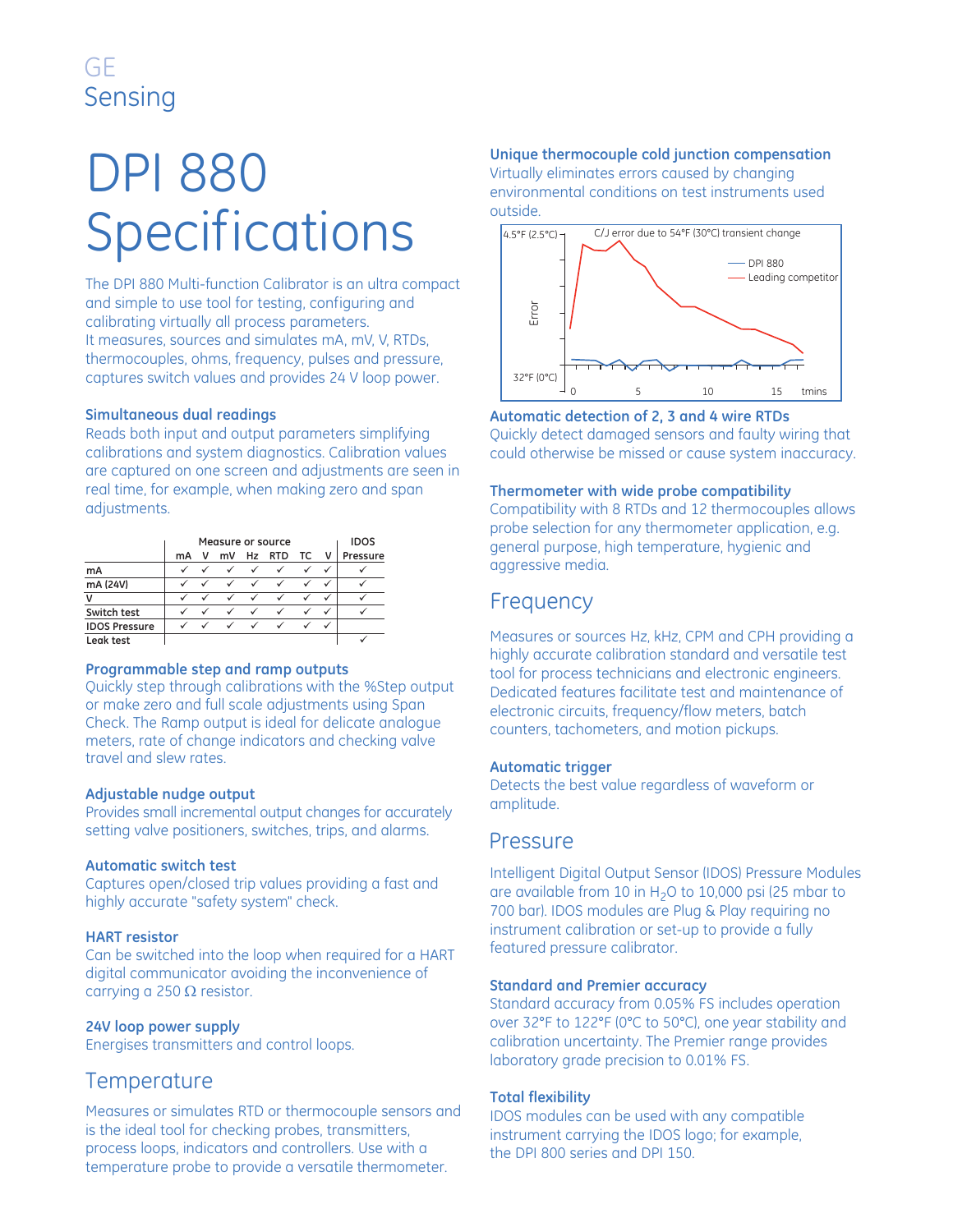GE
Sensing

# DPI 880 Specifications

The DPI 880 Multi-function Calibrator is an ultra compact and simple to use tool for testing, configuring and calibrating virtually all process parameters.
It measures, sources and simulates mA, mV, V, RTDs, thermocouples, ohms, frequency, pulses and pressure, captures switch values and provides 24 V loop power.

### Simultaneous dual readings

Reads both input and output parameters simplifying calibrations and system diagnostics. Calibration values are captured on one screen and adjustments are seen in real time, for example, when making zero and span adjustments.

| | Measure or source | | | | | | | IDOS |
|---|---|---|---|---|---|---|---|---|
| | mA | V | mV | Hz | RTD | TC | V | Pressure |
| mA | ✓ | ✓ | ✓ | ✓ | ✓ | ✓ | ✓ | ✓ |
| mA (24V) | ✓ | ✓ | ✓ | ✓ | ✓ | ✓ | ✓ | ✓ |
| V | ✓ | ✓ | ✓ | ✓ | ✓ | ✓ | ✓ | ✓ |
| Switch test | ✓ | ✓ | ✓ | ✓ | ✓ | ✓ | ✓ | ✓ |
| IDOS Pressure | ✓ | ✓ | ✓ | ✓ | ✓ | ✓ | ✓ | |
| Leak test | | | | | | | | ✓ |

### Programmable step and ramp outputs

Quickly step through calibrations with the %Step output or make zero and full scale adjustments using Span Check. The Ramp output is ideal for delicate analogue meters, rate of change indicators and checking valve travel and slew rates.

### Adjustable nudge output

Provides small incremental output changes for accurately setting valve positioners, switches, trips, and alarms.

### Automatic switch test

Captures open/closed trip values providing a fast and highly accurate "safety system" check.

### HART resistor

Can be switched into the loop when required for a HART digital communicator avoiding the inconvenience of carrying a 250 Ω resistor.

### 24V loop power supply

Energises transmitters and control loops.

## Temperature

Measures or simulates RTD or thermocouple sensors and is the ideal tool for checking probes, transmitters, process loops, indicators and controllers. Use with a temperature probe to provide a versatile thermometer.

### Unique thermocouple cold junction compensation

Virtually eliminates errors caused by changing environmental conditions on test instruments used outside.

C/J error due to 54°F (30°C) transient change

### Automatic detection of 2, 3 and 4 wire RTDs

Quickly detect damaged sensors and faulty wiring that could otherwise be missed or cause system inaccuracy.

### Thermometer with wide probe compatibility

Compatibility with 8 RTDs and 12 thermocouples allows probe selection for any thermometer application, e.g. general purpose, high temperature, hygienic and aggressive media.

## Frequency

Measures or sources Hz, kHz, CPM and CPH providing a highly accurate calibration standard and versatile test tool for process technicians and electronic engineers. Dedicated features facilitate test and maintenance of electronic circuits, frequency/flow meters, batch counters, tachometers, and motion pickups.

### Automatic trigger

Detects the best value regardless of waveform or amplitude.

## Pressure

Intelligent Digital Output Sensor (IDOS) Pressure Modules are available from 10 in $H_2O$ to 10,000 psi (25 mbar to 700 bar). IDOS modules are Plug & Play requiring no instrument calibration or set-up to provide a fully featured pressure calibrator.

### Standard and Premier accuracy

Standard accuracy from 0.05% FS includes operation over 32°F to 122°F (0°C to 50°C), one year stability and calibration uncertainty. The Premier range provides laboratory grade precision to 0.01% FS.

### Total flexibility

IDOS modules can be used with any compatible instrument carrying the IDOS logo; for example, the DPI 800 series and DPI 150.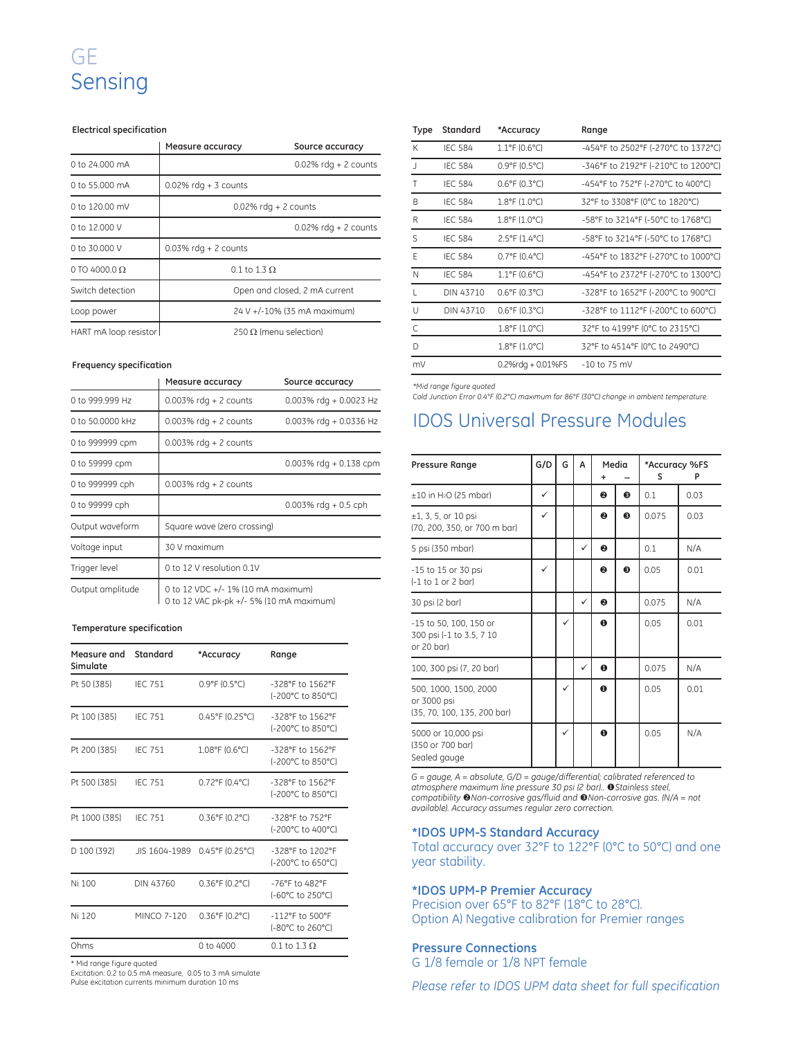# GE Sensing

### Electrical specification

| | Measure accuracy | Source accuracy |
|---|---|---|
| 0 to 24.000 mA | | 0.02% rdg + 2 counts |
| 0 to 55.000 mA | 0.02% rdg + 3 counts | |
| 0 to 120.00 mV | 0.02% rdg + 2 counts | |
| 0 to 12.000 V | | 0.02% rdg + 2 counts |
| 0 to 30.000 V | 0.03% rdg + 2 counts | |
| 0 TO 4000.0 Ω | 0.1 to 1.3 Ω | |
| Switch detection | Open and closed, 2 mA current | |
| Loop power | 24 V +/-10% (35 mA maximum) | |
| HART mA loop resistor | 250 Ω (menu selection) | |

### Frequency specification

| | Measure accuracy | Source accuracy |
|---|---|---|
| 0 to 999.999 Hz | 0.003% rdg + 2 counts | 0.003% rdg + 0.0023 Hz |
| 0 to 50.0000 kHz | 0.003% rdg + 2 counts | 0.003% rdg + 0.0336 Hz |
| 0 to 999999 cpm | 0.003% rdg + 2 counts | |
| 0 to 59999 cpm | | 0.003% rdg + 0.138 cpm |
| 0 to 999999 cph | 0.003% rdg + 2 counts | |
| 0 to 99999 cph | | 0.003% rdg + 0.5 cph |
| Output waveform | Square wave (zero crossing) | |
| Voltage input | 30 V maximum | |
| Trigger level | 0 to 12 V resolution 0.1V | |
| Output amplitude | 0 to 12 VDC +/- 1% (10 mA maximum)<br>0 to 12 VAC pk-pk +/- 5% (10 mA maximum) | |

### Temperature specification

| Measure and Simulate | Standard | *Accuracy | Range |
|---|---|---|---|
| Pt 50 (385) | IEC 751 | 0.9°F (0.5°C) | -328°F to 1562°F (-200°C to 850°C) |
| Pt 100 (385) | IEC 751 | 0.45°F (0.25°C) | -328°F to 1562°F (-200°C to 850°C) |
| Pt 200 (385) | IEC 751 | 1.08°F (0.6°C) | -328°F to 1562°F (-200°C to 850°C) |
| Pt 500 (385) | IEC 751 | 0.72°F (0.4°C) | -328°F to 1562°F (-200°C to 850°C) |
| Pt 1000 (385) | IEC 751 | 0.36°F (0.2°C) | -328°F to 752°F (-200°C to 400°C) |
| D 100 (392) | JIS 1604-1989 | 0.45°F (0.25°C) | -328°F to 1202°F (-200°C to 650°C) |
| Ni 100 | DIN 43760 | 0.36°F (0.2°C) | -76°F to 482°F (-60°C to 250°C) |
| Ni 120 | MINCO 7-120 | 0.36°F (0.2°C) | -112°F to 500°F (-80°C to 260°C) |
| Ohms | | 0 to 4000 | 0.1 to 1.3 Ω |

\* Mid range figure quoted
Excitation: 0.2 to 0.5 mA measure, 0.05 to 3 mA simulate
Pulse excitation currents minimum duration 10 ms

| Type | Standard | *Accuracy | Range |
|---|---|---|---|
| K | IEC 584 | 1.1°F (0.6°C) | -454°F to 2502°F (-270°C to 1372°C) |
| J | IEC 584 | 0.9°F (0.5°C) | -346°F to 2192°F (-210°C to 1200°C) |
| T | IEC 584 | 0.6°F (0.3°C) | -454°F to 752°F (-270°C to 400°C) |
| B | IEC 584 | 1.8°F (1.0°C) | 32°F to 3308°F (0°C to 1820°C) |
| R | IEC 584 | 1.8°F (1.0°C) | -58°F to 3214°F (-50°C to 1768°C) |
| S | IEC 584 | 2.5°F (1.4°C) | -58°F to 3214°F (-50°C to 1768°C) |
| E | IEC 584 | 0.7°F (0.4°C) | -454°F to 1832°F (-270°C to 1000°C) |
| N | IEC 584 | 1.1°F (0.6°C) | -454°F to 2372°F (-270°C to 1300°C) |
| L | DIN 43710 | 0.6°F (0.3°C) | -328°F to 1652°F (-200°C to 900°C) |
| U | DIN 43710 | 0.6°F (0.3°C) | -328°F to 1112°F (-200°C to 600°C) |
| C | | 1.8°F (1.0°C) | 32°F to 4199°F (0°C to 2315°C) |
| D | | 1.8°F (1.0°C) | 32°F to 4514°F (0°C to 2490°C) |
| mV | | 0.2%rdg + 0.01%FS | -10 to 75 mV |

*\*Mid range figure quoted*
*Cold Junction Error 0.4°F (0.2°C) maximum for 86°F (30°C) change in ambient temperature.*

## IDOS Universal Pressure Modules

| Pressure Range | G/D | G | A | Media + | Media – | *Accuracy %FS S | *Accuracy %FS P |
|---|---|---|---|---|---|---|---|
| ±10 in $H_2O$ (25 mbar) | ✓ | | | ❷ | ❸ | 0.1 | 0.03 |
| ±1, 3, 5, or 10 psi (70, 200, 350, or 700 m bar) | ✓ | | | ❷ | ❸ | 0.075 | 0.03 |
| 5 psi (350 mbar) | | | ✓ | ❷ | | 0.1 | N/A |
| -15 to 15 or 30 psi (-1 to 1 or 2 bar) | ✓ | | | ❷ | ❸ | 0.05 | 0.01 |
| 30 psi (2 bar) | | | ✓ | ❷ | | 0.075 | N/A |
| -15 to 50, 100, 150 or 300 psi (-1 to 3.5, 7 10 or 20 bar) | | ✓ | | ❶ | | 0.05 | 0.01 |
| 100, 300 psi (7, 20 bar) | | | ✓ | ❶ | | 0.075 | N/A |
| 500, 1000, 1500, 2000 or 3000 psi (35, 70, 100, 135, 200 bar) | | ✓ | | ❶ | | 0.05 | 0.01 |
| 5000 or 10,000 psi (350 or 700 bar) Sealed gauge | | ✓ | | ❶ | | 0.05 | N/A |

*G = gauge, A = absolute, G/D = gauge/differential; calibrated referenced to atmosphere maximum line pressure 30 psi (2 bar).. ❶Stainless steel, compatibility ❷Non-corrosive gas/fluid and ❸Non-corrosive gas. (N/A = not available). Accuracy assumes regular zero correction.*

**\*IDOS UPM-S Standard Accuracy**
Total accuracy over 32°F to 122°F (0°C to 50°C) and one year stability.

**\*IDOS UPM-P Premier Accuracy**
Precision over 65°F to 82°F (18°C to 28°C).
Option A) Negative calibration for Premier ranges

**Pressure Connections**
G 1/8 female or 1/8 NPT female

*Please refer to IDOS UPM data sheet for full specification*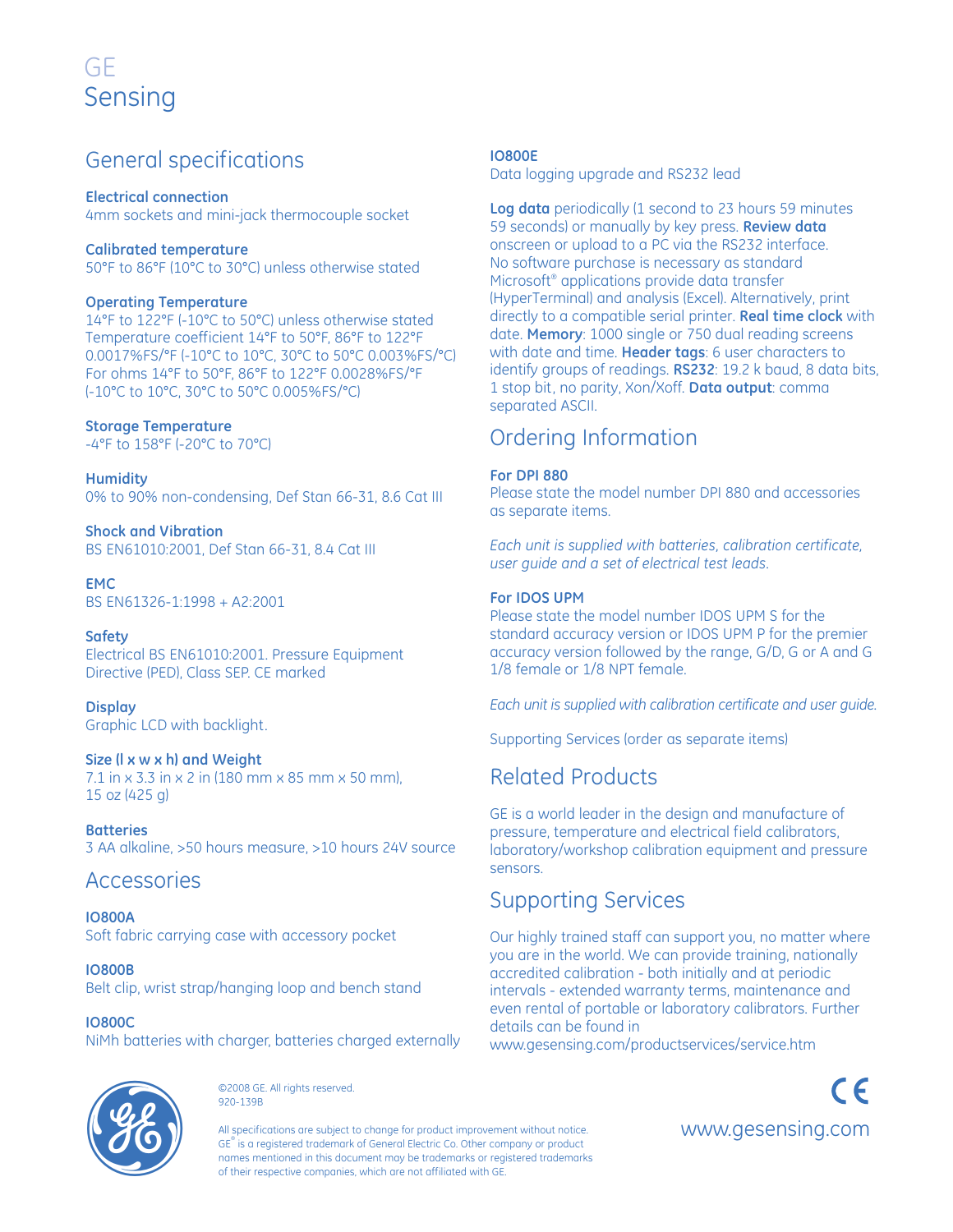GE
Sensing

## General specifications

**Electrical connection**
4mm sockets and mini-jack thermocouple socket

**Calibrated temperature**
50°F to 86°F (10°C to 30°C) unless otherwise stated

**Operating Temperature**
14°F to 122°F (-10°C to 50°C) unless otherwise stated
Temperature coefficient 14°F to 50°F, 86°F to 122°F 0.0017%FS/°F (-10°C to 10°C, 30°C to 50°C 0.003%FS/°C)
For ohms 14°F to 50°F, 86°F to 122°F 0.0028%FS/°F (-10°C to 10°C, 30°C to 50°C 0.005%FS/°C)

**Storage Temperature**
-4°F to 158°F (-20°C to 70°C)

**Humidity**
0% to 90% non-condensing, Def Stan 66-31, 8.6 Cat III

**Shock and Vibration**
BS EN61010:2001, Def Stan 66-31, 8.4 Cat III

**EMC**
BS EN61326-1:1998 + A2:2001

**Safety**
Electrical BS EN61010:2001. Pressure Equipment Directive (PED), Class SEP. CE marked

**Display**
Graphic LCD with backlight.

**Size (l x w x h) and Weight**
7.1 in x 3.3 in x 2 in (180 mm x 85 mm x 50 mm), 15 oz (425 g)

**Batteries**
3 AA alkaline, >50 hours measure, >10 hours 24V source

## Accessories

**IO800A**
Soft fabric carrying case with accessory pocket

**IO800B**
Belt clip, wrist strap/hanging loop and bench stand

**IO800C**
NiMh batteries with charger, batteries charged externally

**IO800E**
Data logging upgrade and RS232 lead

**Log data** periodically (1 second to 23 hours 59 minutes 59 seconds) or manually by key press. **Review data** onscreen or upload to a PC via the RS232 interface. No software purchase is necessary as standard Microsoft® applications provide data transfer (HyperTerminal) and analysis (Excel). Alternatively, print directly to a compatible serial printer. **Real time clock** with date. **Memory**: 1000 single or 750 dual reading screens with date and time. **Header tags**: 6 user characters to identify groups of readings. **RS232**: 19.2 k baud, 8 data bits, 1 stop bit, no parity, Xon/Xoff. **Data output**: comma separated ASCII.

## Ordering Information

**For DPI 880**
Please state the model number DPI 880 and accessories as separate items.

*Each unit is supplied with batteries, calibration certificate, user guide and a set of electrical test leads.*

**For IDOS UPM**
Please state the model number IDOS UPM S for the standard accuracy version or IDOS UPM P for the premier accuracy version followed by the range, G/D, G or A and G 1/8 female or 1/8 NPT female.

*Each unit is supplied with calibration certificate and user guide.*

Supporting Services (order as separate items)

## Related Products

GE is a world leader in the design and manufacture of pressure, temperature and electrical field calibrators, laboratory/workshop calibration equipment and pressure sensors.

## Supporting Services

Our highly trained staff can support you, no matter where you are in the world. We can provide training, nationally accredited calibration - both initially and at periodic intervals - extended warranty terms, maintenance and even rental of portable or laboratory calibrators. Further details can be found in www.gesensing.com/productservices/service.htm

©2008 GE. All rights reserved.
920-139B

All specifications are subject to change for product improvement without notice. GE® is a registered trademark of General Electric Co. Other company or product names mentioned in this document may be trademarks or registered trademarks of their respective companies, which are not affiliated with GE.

CE

www.gesensing.com